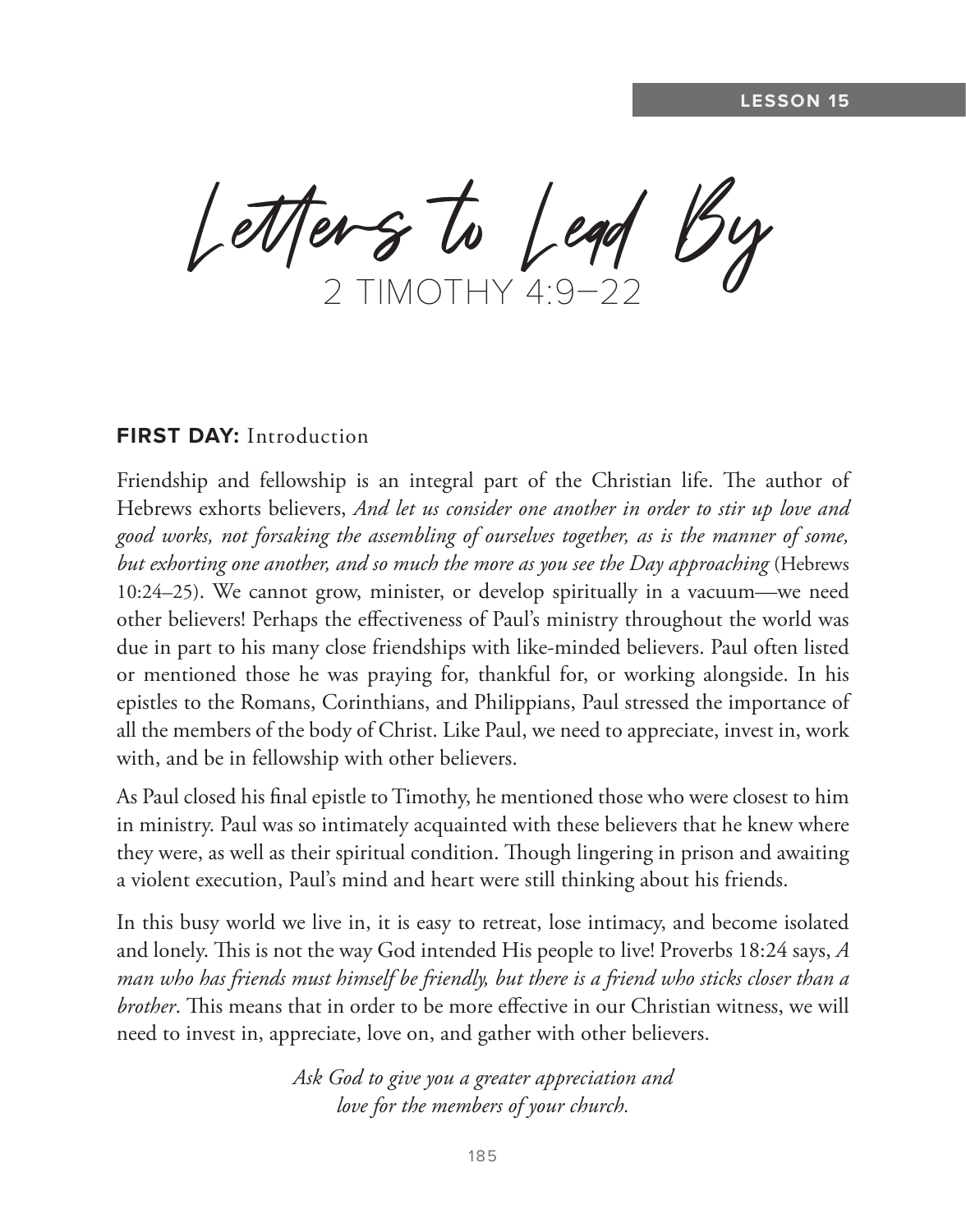LESSON 15

# Letters to Lead By

## 2 TIMOTHY 4:9–22

**FIRST DAY:** Introduction

Friendship and fellowship is an integral part of the Christian life. The author of Hebrews exhorts believers, *And let us consider one another in order to stir up love and good works, not forsaking the assembling of ourselves together, as is the manner of some, but exhorting one another, and so much the more as you see the Day approaching* (Hebrews 10:24–25). We cannot grow, minister, or develop spiritually in a vacuum—we need other believers! Perhaps the effectiveness of Paul's ministry throughout the world was due in part to his many close friendships with like-minded believers. Paul often listed or mentioned those he was praying for, thankful for, or working alongside. In his epistles to the Romans, Corinthians, and Philippians, Paul stressed the importance of all the members of the body of Christ. Like Paul, we need to appreciate, invest in, work with, and be in fellowship with other believers.

As Paul closed his final epistle to Timothy, he mentioned those who were closest to him in ministry. Paul was so intimately acquainted with these believers that he knew where they were, as well as their spiritual condition. Though lingering in prison and awaiting a violent execution, Paul's mind and heart were still thinking about his friends.

In this busy world we live in, it is easy to retreat, lose intimacy, and become isolated and lonely. This is not the way God intended His people to live! Proverbs 18:24 says, *A man who has friends must himself be friendly, but there is a friend who sticks closer than a brother*. This means that in order to be more effective in our Christian witness, we will need to invest in, appreciate, love on, and gather with other believers.

*Ask God to give you a greater appreciation and love for the members of your church.*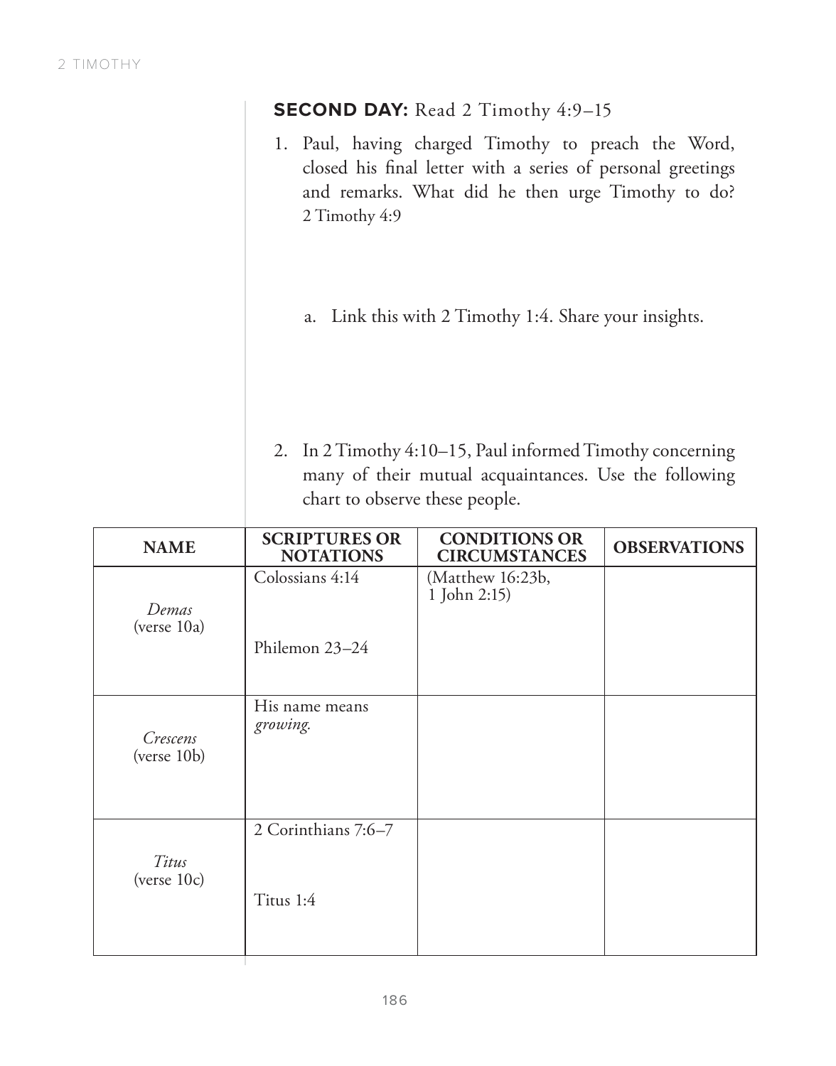**SECOND DAY:** Read 2 Timothy 4:9–15

1. Paul, having charged Timothy to preach the Word, closed his final letter with a series of personal greetings and remarks. What did he then urge Timothy to do? 2 Timothy 4:9

   a. Link this with 2 Timothy 1:4. Share your insights.

2. In 2 Timothy 4:10–15, Paul informed Timothy concerning many of their mutual acquaintances. Use the following chart to observe these people.

| NAME | SCRIPTURES OR NOTATIONS | CONDITIONS OR CIRCUMSTANCES | OBSERVATIONS |
|---|---|---|---|
| *Demas* (verse 10a) | Colossians 4:14<br><br>Philemon 23–24 | (Matthew 16:23b, 1 John 2:15) | |
| *Crescens* (verse 10b) | His name means *growing.* | | |
| *Titus* (verse 10c) | 2 Corinthians 7:6–7<br><br>Titus 1:4 | | |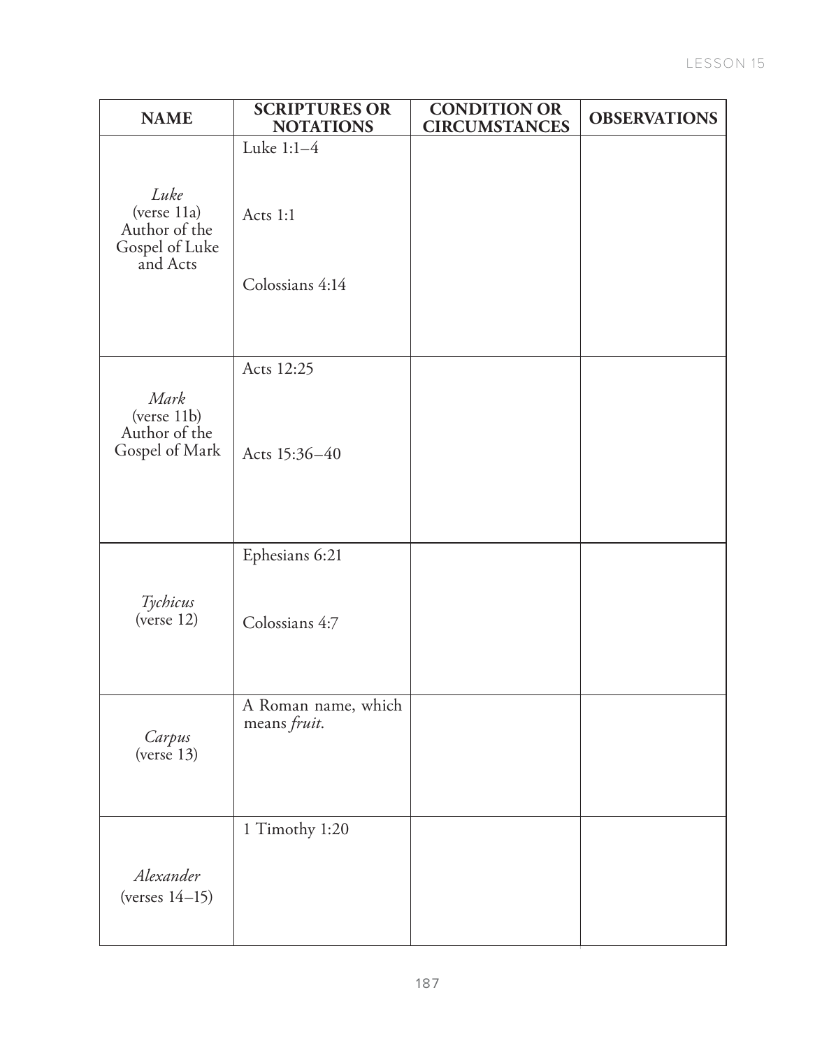| NAME | SCRIPTURES OR NOTATIONS | CONDITION OR CIRCUMSTANCES | OBSERVATIONS |
|---|---|---|---|
| *Luke* (verse 11a) Author of the Gospel of Luke and Acts | Luke 1:1–4<br><br>Acts 1:1<br><br>Colossians 4:14 | | |
| *Mark* (verse 11b) Author of the Gospel of Mark | Acts 12:25<br><br>Acts 15:36–40 | | |
| *Tychicus* (verse 12) | Ephesians 6:21<br><br>Colossians 4:7 | | |
| *Carpus* (verse 13) | A Roman name, which means *fruit*. | | |
| *Alexander* (verses 14–15) | 1 Timothy 1:20 | | |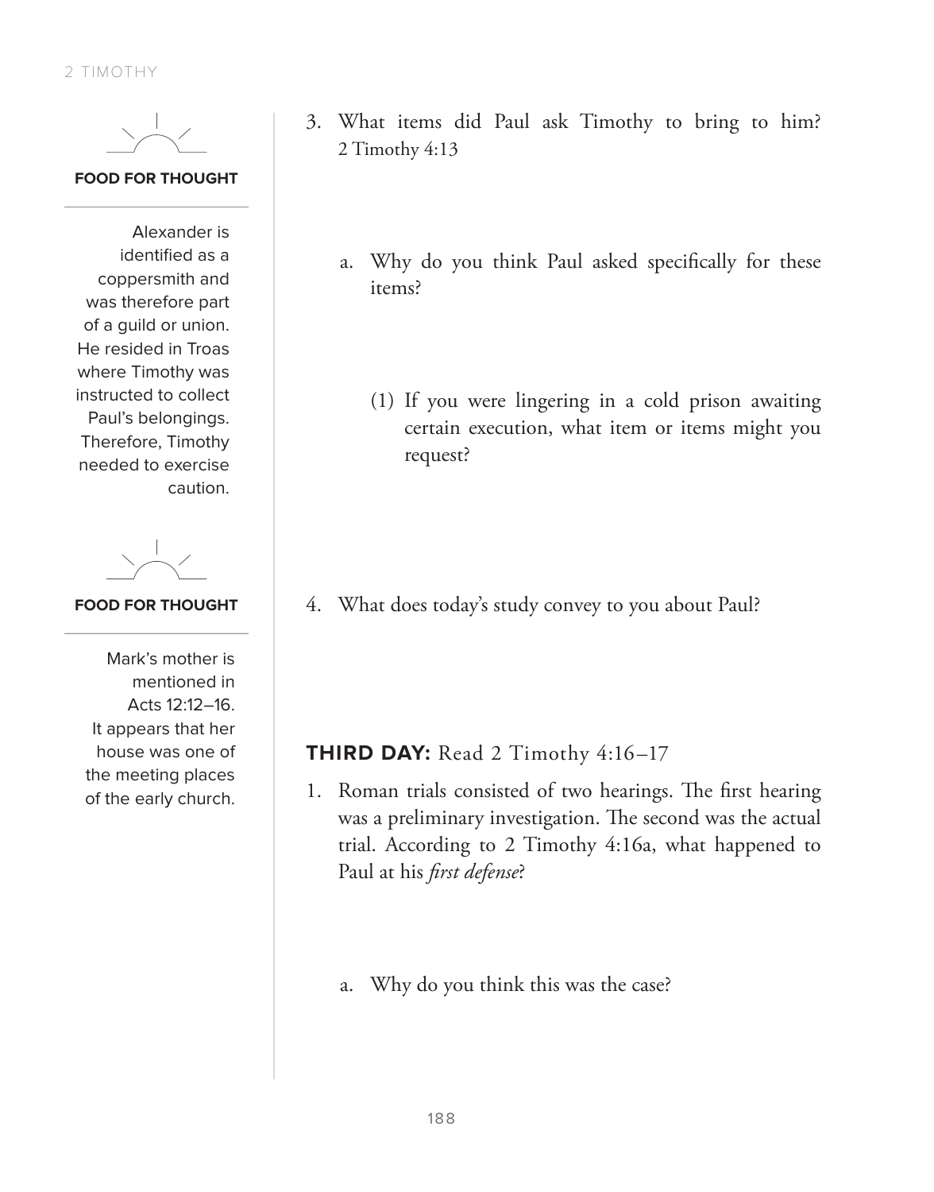**FOOD FOR THOUGHT**

Alexander is identified as a coppersmith and was therefore part of a guild or union. He resided in Troas where Timothy was instructed to collect Paul's belongings. Therefore, Timothy needed to exercise caution.

**FOOD FOR THOUGHT**

Mark's mother is mentioned in Acts 12:12–16. It appears that her house was one of the meeting places of the early church.

3. What items did Paul ask Timothy to bring to him? 2 Timothy 4:13

   a. Why do you think Paul asked specifically for these items?

      (1) If you were lingering in a cold prison awaiting certain execution, what item or items might you request?

4. What does today's study convey to you about Paul?

**THIRD DAY:** Read 2 Timothy 4:16–17

1. Roman trials consisted of two hearings. The first hearing was a preliminary investigation. The second was the actual trial. According to 2 Timothy 4:16a, what happened to Paul at his *first defense*?

   a. Why do you think this was the case?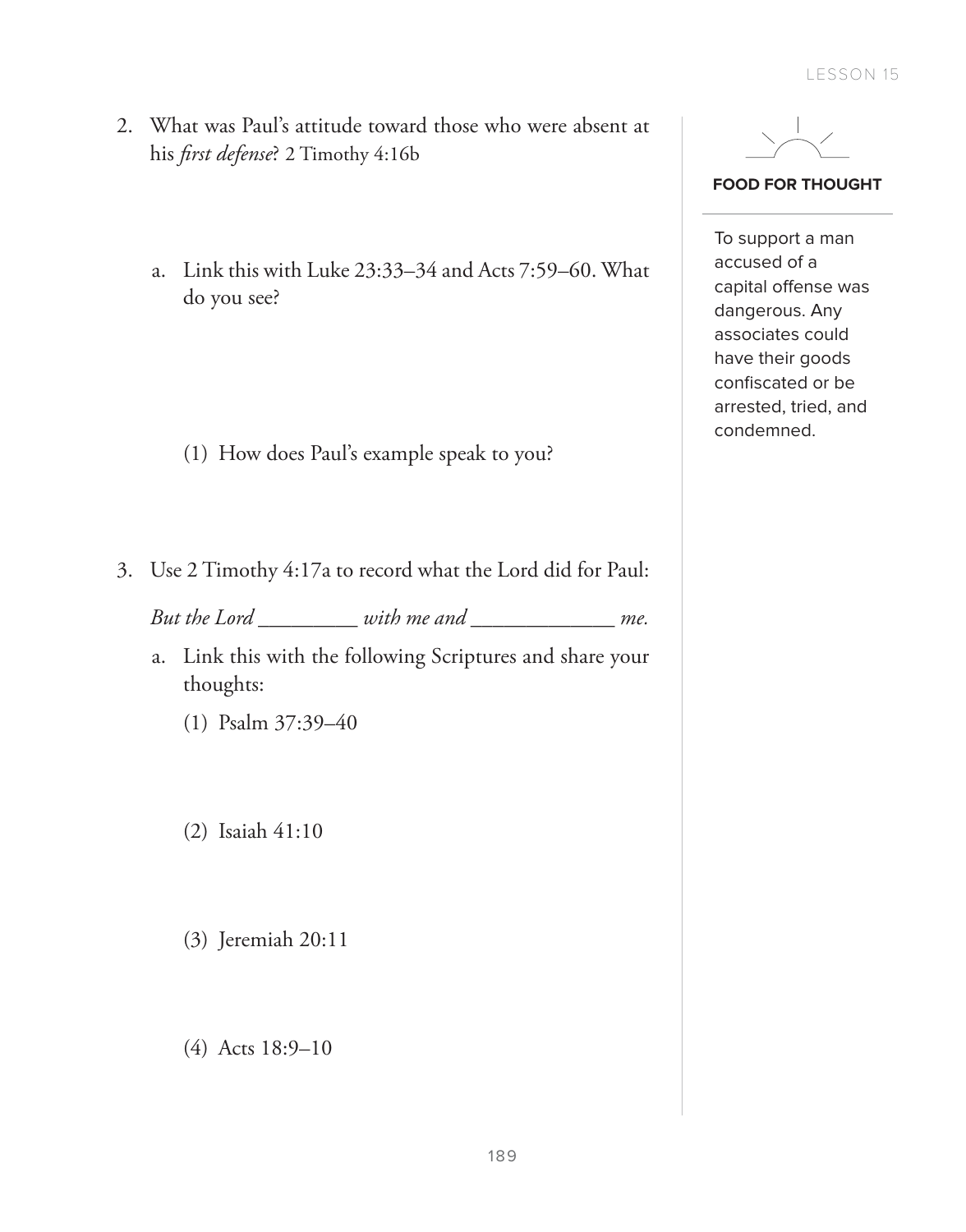2. What was Paul's attitude toward those who were absent at his *first defense*? 2 Timothy 4:16b

   a. Link this with Luke 23:33–34 and Acts 7:59–60. What do you see?

      (1) How does Paul's example speak to you?

3. Use 2 Timothy 4:17a to record what the Lord did for Paul:

   *But the Lord _________ with me and _____________ me.*

   a. Link this with the following Scriptures and share your thoughts:

      (1) Psalm 37:39–40

      (2) Isaiah 41:10

      (3) Jeremiah 20:11

      (4) Acts 18:9–10

**FOOD FOR THOUGHT**

To support a man accused of a capital offense was dangerous. Any associates could have their goods confiscated or be arrested, tried, and condemned.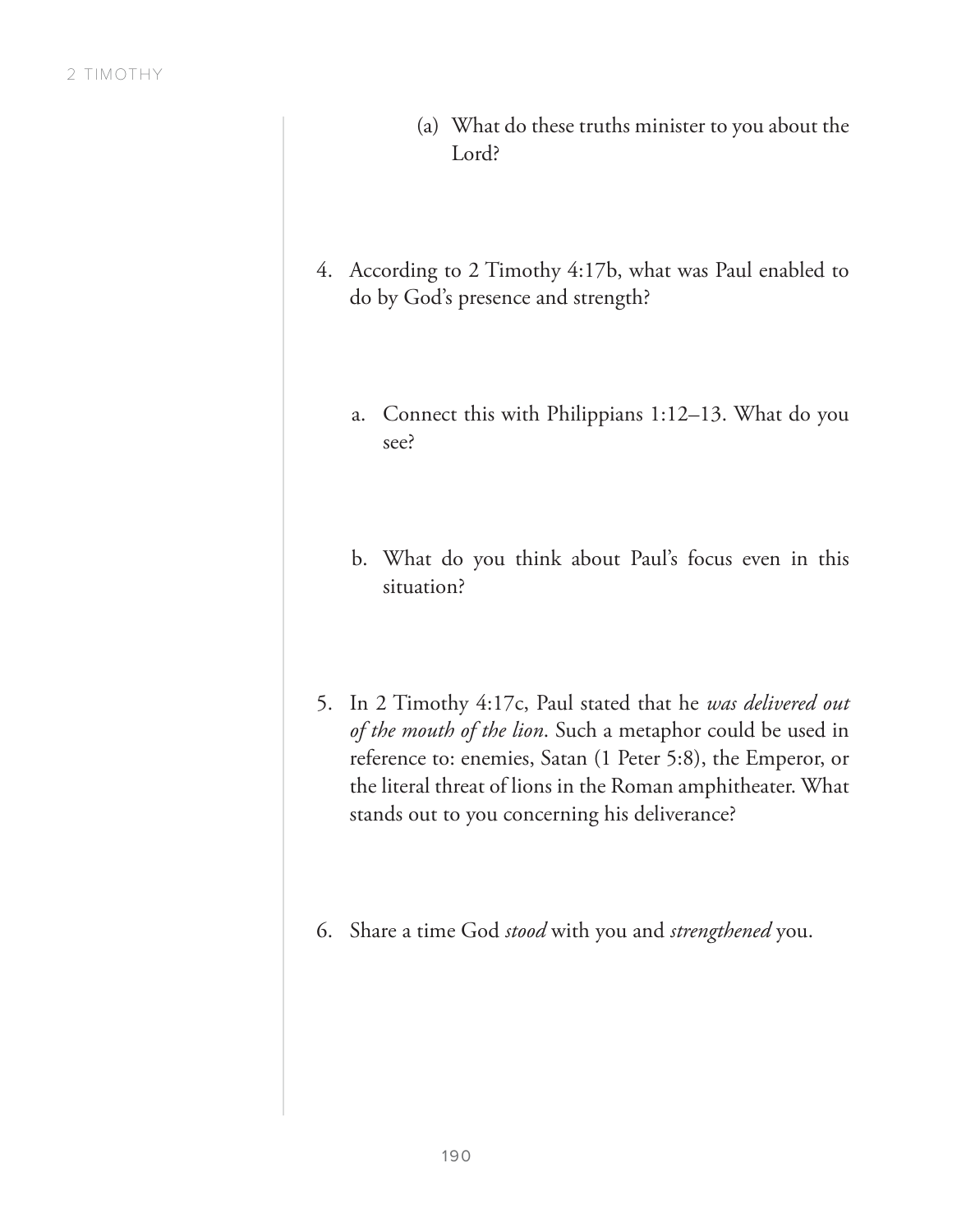(a) What do these truths minister to you about the Lord?

4. According to 2 Timothy 4:17b, what was Paul enabled to do by God's presence and strength?

   a. Connect this with Philippians 1:12–13. What do you see?

   b. What do you think about Paul's focus even in this situation?

5. In 2 Timothy 4:17c, Paul stated that he *was delivered out of the mouth of the lion*. Such a metaphor could be used in reference to: enemies, Satan (1 Peter 5:8), the Emperor, or the literal threat of lions in the Roman amphitheater. What stands out to you concerning his deliverance?

6. Share a time God *stood* with you and *strengthened* you.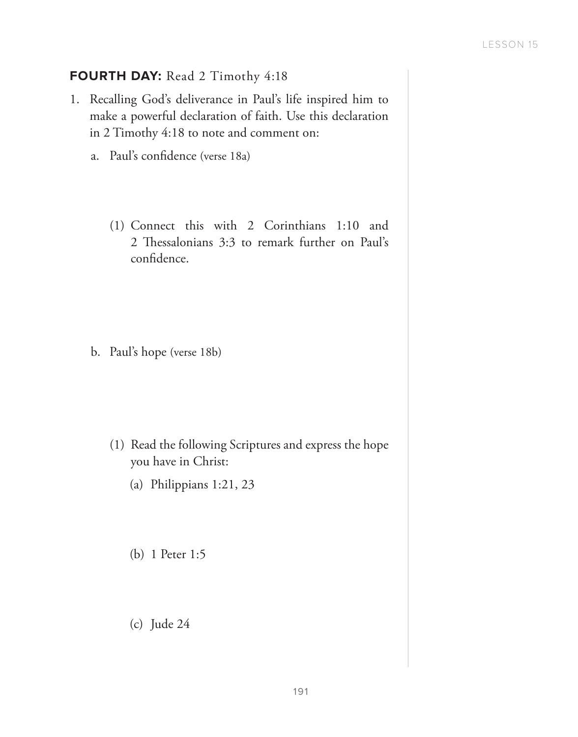**FOURTH DAY:** Read 2 Timothy 4:18

1. Recalling God's deliverance in Paul's life inspired him to make a powerful declaration of faith. Use this declaration in 2 Timothy 4:18 to note and comment on:

   a. Paul's confidence (verse 18a)

      (1) Connect this with 2 Corinthians 1:10 and 2 Thessalonians 3:3 to remark further on Paul's confidence.

   b. Paul's hope (verse 18b)

      (1) Read the following Scriptures and express the hope you have in Christ:

         (a) Philippians 1:21, 23

         (b) 1 Peter 1:5

         (c) Jude 24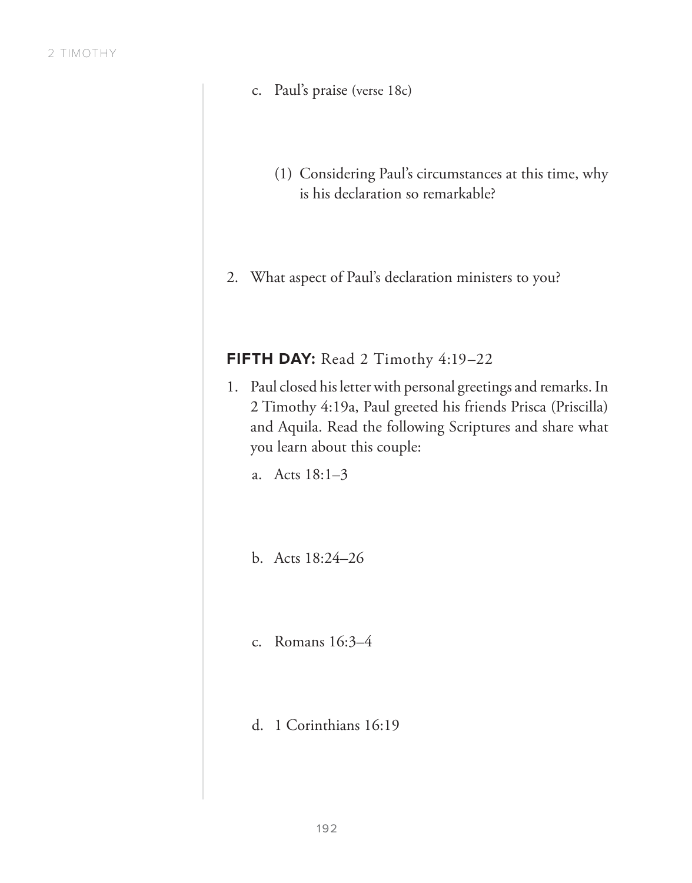c. Paul's praise (verse 18c)

(1) Considering Paul's circumstances at this time, why is his declaration so remarkable?

2. What aspect of Paul's declaration ministers to you?

**FIFTH DAY:** Read 2 Timothy 4:19–22

1. Paul closed his letter with personal greetings and remarks. In 2 Timothy 4:19a, Paul greeted his friends Prisca (Priscilla) and Aquila. Read the following Scriptures and share what you learn about this couple:

   a. Acts 18:1–3

   b. Acts 18:24–26

   c. Romans 16:3–4

   d. 1 Corinthians 16:19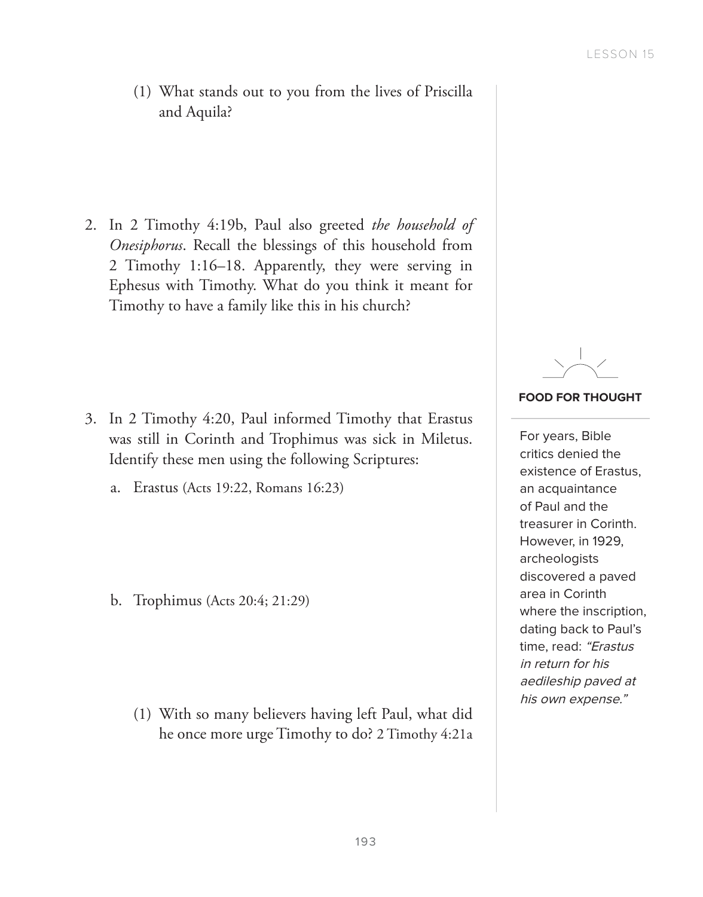(1) What stands out to you from the lives of Priscilla and Aquila?

2. In 2 Timothy 4:19b, Paul also greeted *the household of Onesiphorus*. Recall the blessings of this household from 2 Timothy 1:16–18. Apparently, they were serving in Ephesus with Timothy. What do you think it meant for Timothy to have a family like this in his church?

3. In 2 Timothy 4:20, Paul informed Timothy that Erastus was still in Corinth and Trophimus was sick in Miletus. Identify these men using the following Scriptures:

   a. Erastus (Acts 19:22, Romans 16:23)

   b. Trophimus (Acts 20:4; 21:29)

      (1) With so many believers having left Paul, what did he once more urge Timothy to do? 2 Timothy 4:21a

**FOOD FOR THOUGHT**

For years, Bible critics denied the existence of Erastus, an acquaintance of Paul and the treasurer in Corinth. However, in 1929, archeologists discovered a paved area in Corinth where the inscription, dating back to Paul's time, read: *"Erastus in return for his aedileship paved at his own expense."*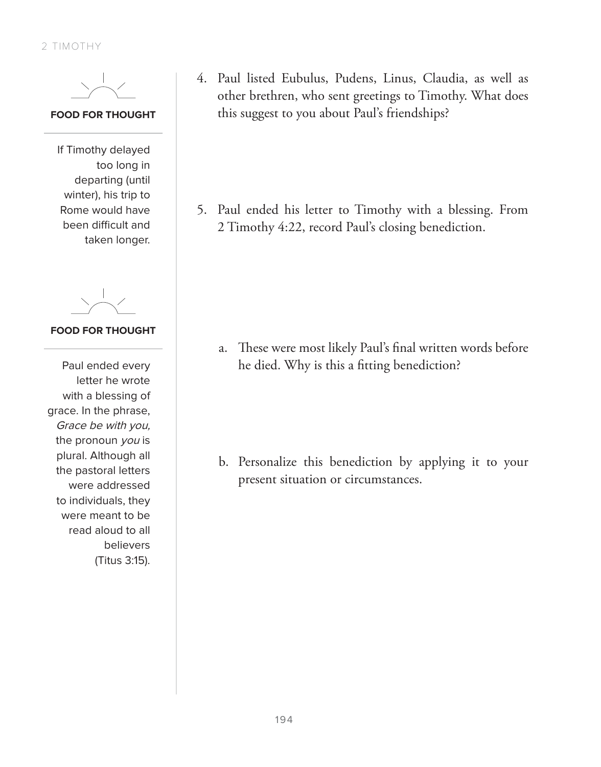**FOOD FOR THOUGHT**

If Timothy delayed too long in departing (until winter), his trip to Rome would have been difficult and taken longer.

4. Paul listed Eubulus, Pudens, Linus, Claudia, as well as other brethren, who sent greetings to Timothy. What does this suggest to you about Paul's friendships?

5. Paul ended his letter to Timothy with a blessing. From 2 Timothy 4:22, record Paul's closing benediction.

**FOOD FOR THOUGHT**

Paul ended every letter he wrote with a blessing of grace. In the phrase, *Grace be with you,* the pronoun *you* is plural. Although all the pastoral letters were addressed to individuals, they were meant to be read aloud to all believers (Titus 3:15).

   a. These were most likely Paul's final written words before he died. Why is this a fitting benediction?

   b. Personalize this benediction by applying it to your present situation or circumstances.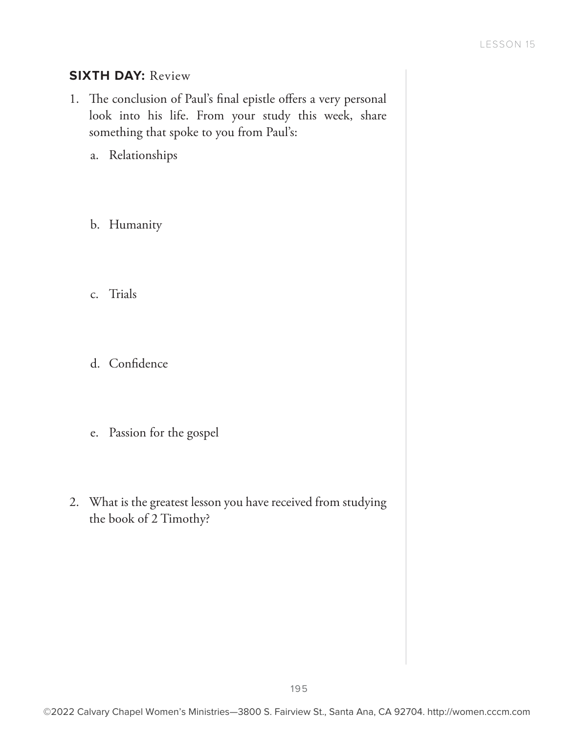**SIXTH DAY:** Review

1. The conclusion of Paul's final epistle offers a very personal look into his life. From your study this week, share something that spoke to you from Paul's:

   a. Relationships

   b. Humanity

   c. Trials

   d. Confidence

   e. Passion for the gospel

2. What is the greatest lesson you have received from studying the book of 2 Timothy?

©2022 Calvary Chapel Women's Ministries—3800 S. Fairview St., Santa Ana, CA 92704. http://women.cccm.com